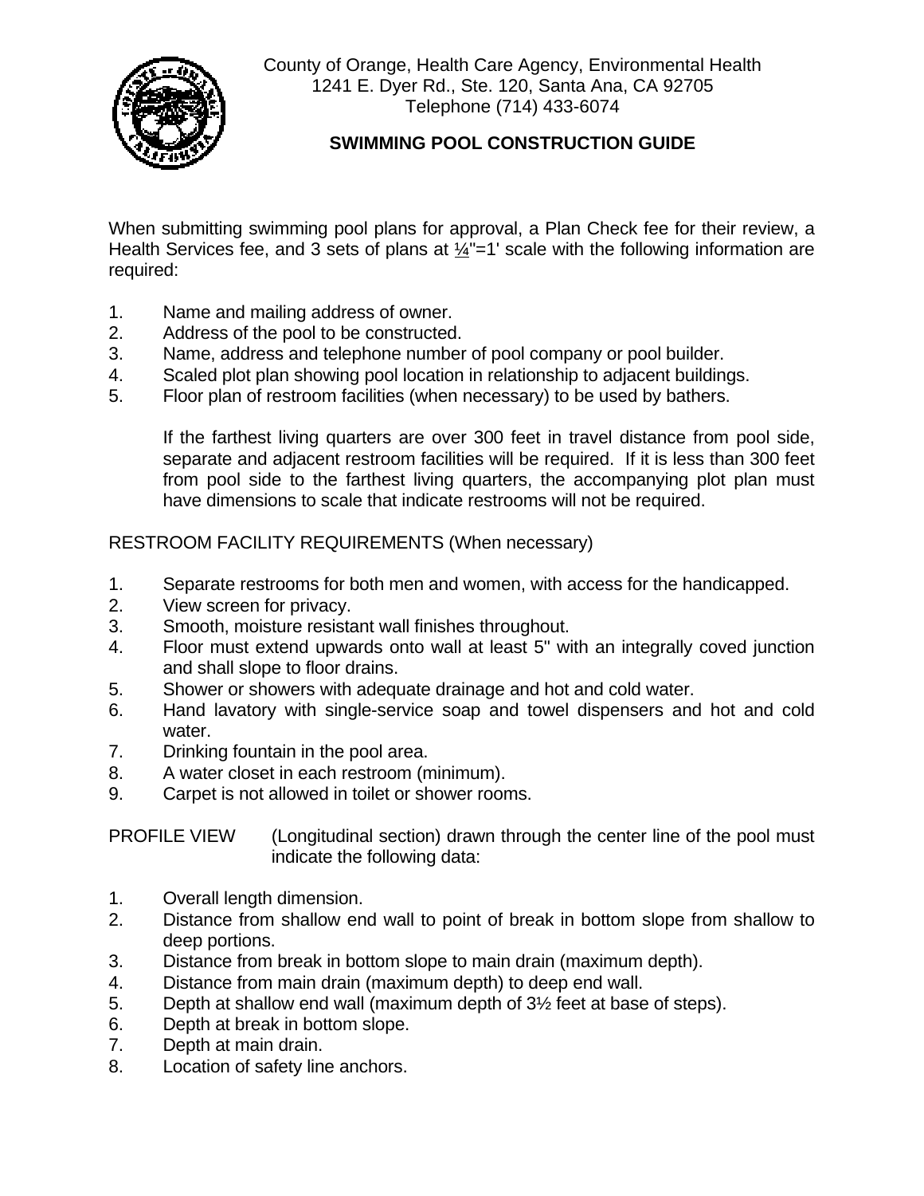County of Orange, Health Care Agency, Environmental Health
1241 E. Dyer Rd., Ste. 120, Santa Ana, CA 92705
Telephone (714) 433-6074

# SWIMMING POOL CONSTRUCTION GUIDE

When submitting swimming pool plans for approval, a Plan Check fee for their review, a Health Services fee, and 3 sets of plans at ¼"=1' scale with the following information are required:

1. Name and mailing address of owner.
2. Address of the pool to be constructed.
3. Name, address and telephone number of pool company or pool builder.
4. Scaled plot plan showing pool location in relationship to adjacent buildings.
5. Floor plan of restroom facilities (when necessary) to be used by bathers.

   If the farthest living quarters are over 300 feet in travel distance from pool side, separate and adjacent restroom facilities will be required. If it is less than 300 feet from pool side to the farthest living quarters, the accompanying plot plan must have dimensions to scale that indicate restrooms will not be required.

RESTROOM FACILITY REQUIREMENTS (When necessary)

1. Separate restrooms for both men and women, with access for the handicapped.
2. View screen for privacy.
3. Smooth, moisture resistant wall finishes throughout.
4. Floor must extend upwards onto wall at least 5" with an integrally coved junction and shall slope to floor drains.
5. Shower or showers with adequate drainage and hot and cold water.
6. Hand lavatory with single-service soap and towel dispensers and hot and cold water.
7. Drinking fountain in the pool area.
8. A water closet in each restroom (minimum).
9. Carpet is not allowed in toilet or shower rooms.

PROFILE VIEW (Longitudinal section) drawn through the center line of the pool must indicate the following data:

1. Overall length dimension.
2. Distance from shallow end wall to point of break in bottom slope from shallow to deep portions.
3. Distance from break in bottom slope to main drain (maximum depth).
4. Distance from main drain (maximum depth) to deep end wall.
5. Depth at shallow end wall (maximum depth of 3½ feet at base of steps).
6. Depth at break in bottom slope.
7. Depth at main drain.
8. Location of safety line anchors.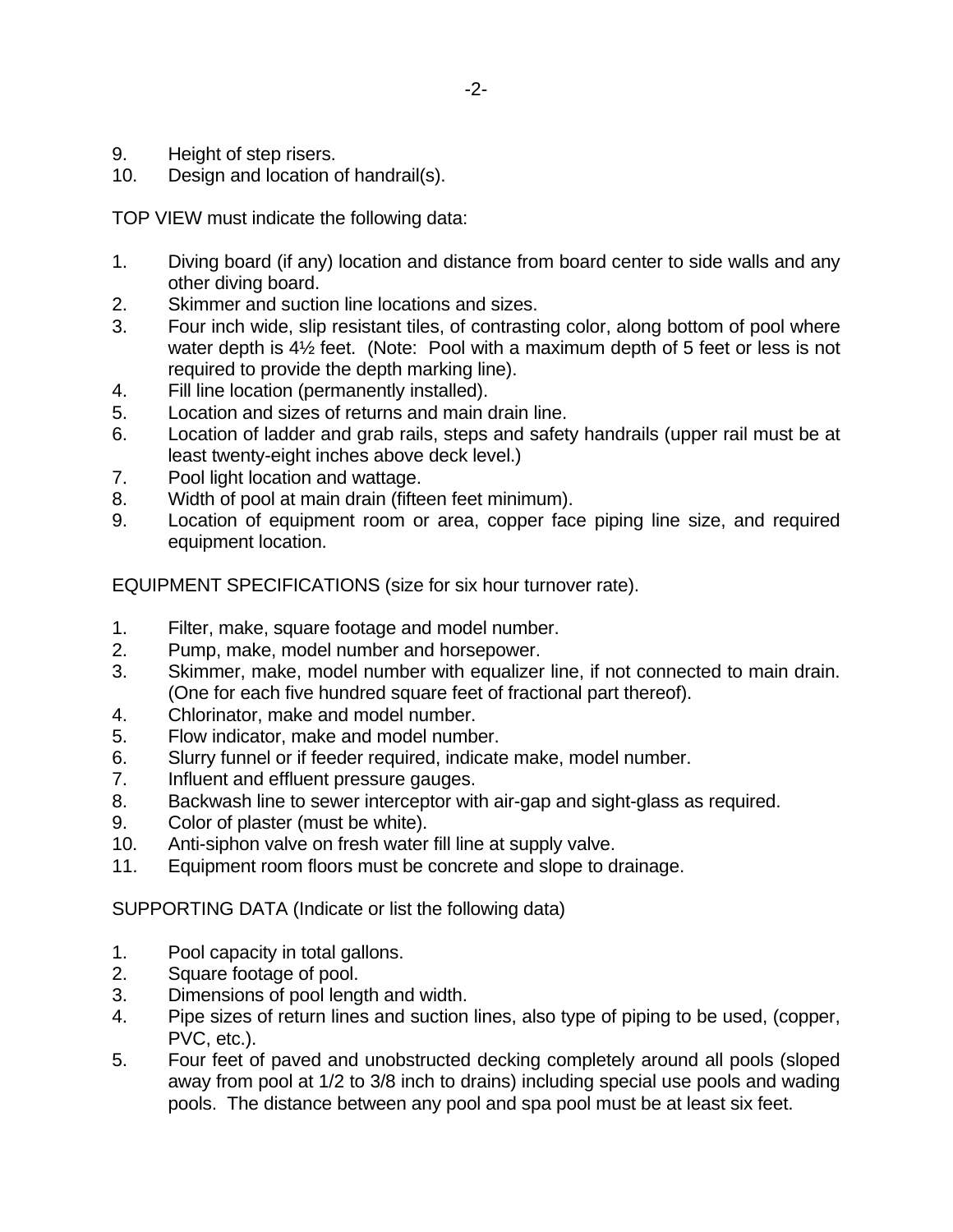9. Height of step risers.
10. Design and location of handrail(s).

TOP VIEW must indicate the following data:

1. Diving board (if any) location and distance from board center to side walls and any other diving board.
2. Skimmer and suction line locations and sizes.
3. Four inch wide, slip resistant tiles, of contrasting color, along bottom of pool where water depth is 4½ feet. (Note: Pool with a maximum depth of 5 feet or less is not required to provide the depth marking line).
4. Fill line location (permanently installed).
5. Location and sizes of returns and main drain line.
6. Location of ladder and grab rails, steps and safety handrails (upper rail must be at least twenty-eight inches above deck level.)
7. Pool light location and wattage.
8. Width of pool at main drain (fifteen feet minimum).
9. Location of equipment room or area, copper face piping line size, and required equipment location.

EQUIPMENT SPECIFICATIONS (size for six hour turnover rate).

1. Filter, make, square footage and model number.
2. Pump, make, model number and horsepower.
3. Skimmer, make, model number with equalizer line, if not connected to main drain. (One for each five hundred square feet of fractional part thereof).
4. Chlorinator, make and model number.
5. Flow indicator, make and model number.
6. Slurry funnel or if feeder required, indicate make, model number.
7. Influent and effluent pressure gauges.
8. Backwash line to sewer interceptor with air-gap and sight-glass as required.
9. Color of plaster (must be white).
10. Anti-siphon valve on fresh water fill line at supply valve.
11. Equipment room floors must be concrete and slope to drainage.

SUPPORTING DATA (Indicate or list the following data)

1. Pool capacity in total gallons.
2. Square footage of pool.
3. Dimensions of pool length and width.
4. Pipe sizes of return lines and suction lines, also type of piping to be used, (copper, PVC, etc.).
5. Four feet of paved and unobstructed decking completely around all pools (sloped away from pool at 1/2 to 3/8 inch to drains) including special use pools and wading pools. The distance between any pool and spa pool must be at least six feet.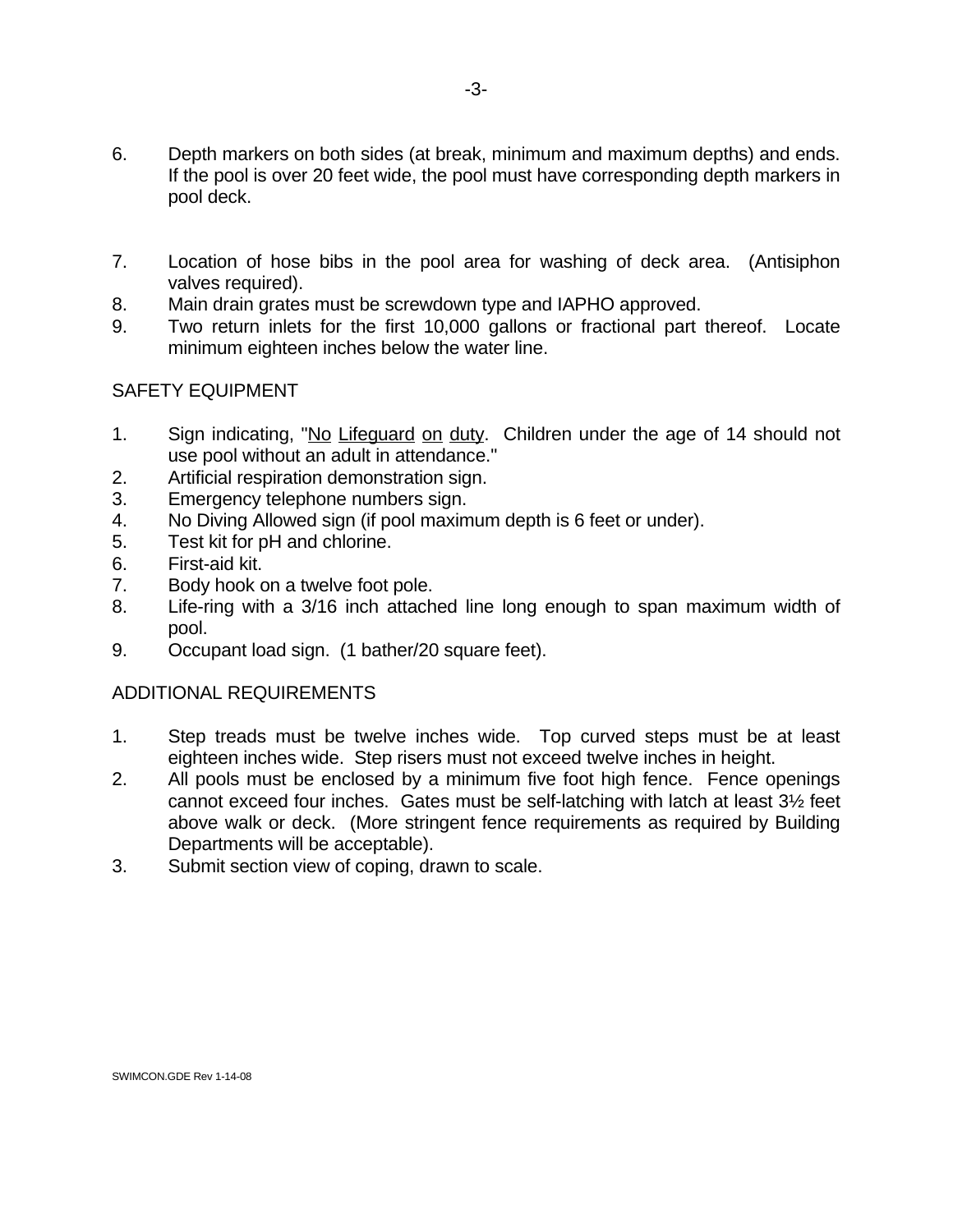6. Depth markers on both sides (at break, minimum and maximum depths) and ends. If the pool is over 20 feet wide, the pool must have corresponding depth markers in pool deck.

7. Location of hose bibs in the pool area for washing of deck area. (Antisiphon valves required).
8. Main drain grates must be screwdown type and IAPHO approved.
9. Two return inlets for the first 10,000 gallons or fractional part thereof. Locate minimum eighteen inches below the water line.

SAFETY EQUIPMENT

1. Sign indicating, "<u>No</u> <u>Lifeguard</u> <u>on</u> <u>duty</u>. Children under the age of 14 should not use pool without an adult in attendance."
2. Artificial respiration demonstration sign.
3. Emergency telephone numbers sign.
4. No Diving Allowed sign (if pool maximum depth is 6 feet or under).
5. Test kit for pH and chlorine.
6. First-aid kit.
7. Body hook on a twelve foot pole.
8. Life-ring with a 3/16 inch attached line long enough to span maximum width of pool.
9. Occupant load sign. (1 bather/20 square feet).

ADDITIONAL REQUIREMENTS

1. Step treads must be twelve inches wide. Top curved steps must be at least eighteen inches wide. Step risers must not exceed twelve inches in height.
2. All pools must be enclosed by a minimum five foot high fence. Fence openings cannot exceed four inches. Gates must be self-latching with latch at least 3½ feet above walk or deck. (More stringent fence requirements as required by Building Departments will be acceptable).
3. Submit section view of coping, drawn to scale.

SWIMCON.GDE Rev 1-14-08